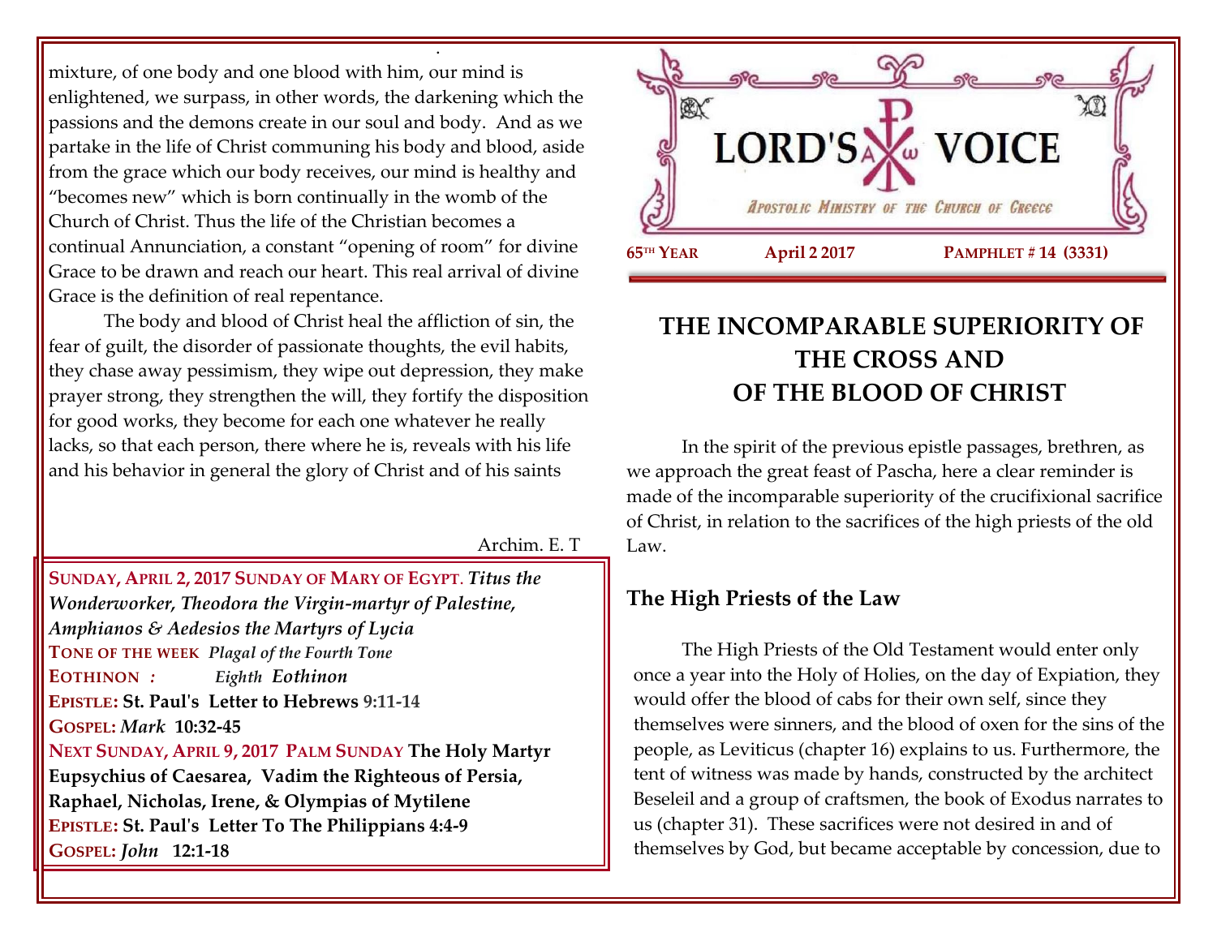mixture, of one body and one blood with him, our mind is enlightened, we surpass, in other words, the darkening which the passions and the demons create in our soul and body. And as we partake in the life of Christ communing his body and blood, aside from the grace which our body receives, our mind is healthy and "becomes new" which is born continually in the womb of the Church of Christ. Thus the life of the Christian becomes a continual Annunciation, a constant "opening of room" for divine Grace to be drawn and reach our heart. This real arrival of divine Grace is the definition of real repentance.

The body and blood of Christ heal the affliction of sin, the fear of guilt, the disorder of passionate thoughts, the evil habits, they chase away pessimism, they wipe out depression, they make prayer strong, they strengthen the will, they fortify the disposition for good works, they become for each one whatever he really lacks, so that each person, there where he is, reveals with his life and his behavior in general the glory of Christ and of his saints

Archim. E. T

**SUNDAY, APRIL 2, 2017 SUNDAY OF MARY OF EGYPT**. ***Titus the Wonderworker, Theodora the Virgin-martyr of Palestine, Amphianos & Aedesios the Martyrs of Lycia***
**TONE OF THE WEEK** *Plagal of the Fourth Tone*
**EOTHINON** *:* *Eighth Eothinon*
**EPISTLE: St. Paul's Letter to Hebrews 9:11-14**
**GOSPEL:** ***Mark*** **10:32-45**
**NEXT SUNDAY, APRIL 9, 2017 PALM SUNDAY The Holy Martyr Eupsychius of Caesarea, Vadim the Righteous of Persia, Raphael, Nicholas, Irene, & Olympias of Mytilene**
**EPISTLE: St. Paul's Letter To The Philippians 4:4-9**
**GOSPEL:** ***John*** **12:1-18**

# LORD'S VOICE

*APOSTOLIC MINISTRY OF THE CHURCH OF GREECE*

**65TH YEAR** **April 2 2017** **PAMPHLET # 14 (3331)**

# THE INCOMPARABLE SUPERIORITY OF THE CROSS AND OF THE BLOOD OF CHRIST

In the spirit of the previous epistle passages, brethren, as we approach the great feast of Pascha, here a clear reminder is made of the incomparable superiority of the crucifixional sacrifice of Christ, in relation to the sacrifices of the high priests of the old Law.

## The High Priests of the Law

The High Priests of the Old Testament would enter only once a year into the Holy of Holies, on the day of Expiation, they would offer the blood of cabs for their own self, since they themselves were sinners, and the blood of oxen for the sins of the people, as Leviticus (chapter 16) explains to us. Furthermore, the tent of witness was made by hands, constructed by the architect Beseleil and a group of craftsmen, the book of Exodus narrates to us (chapter 31). These sacrifices were not desired in and of themselves by God, but became acceptable by concession, due to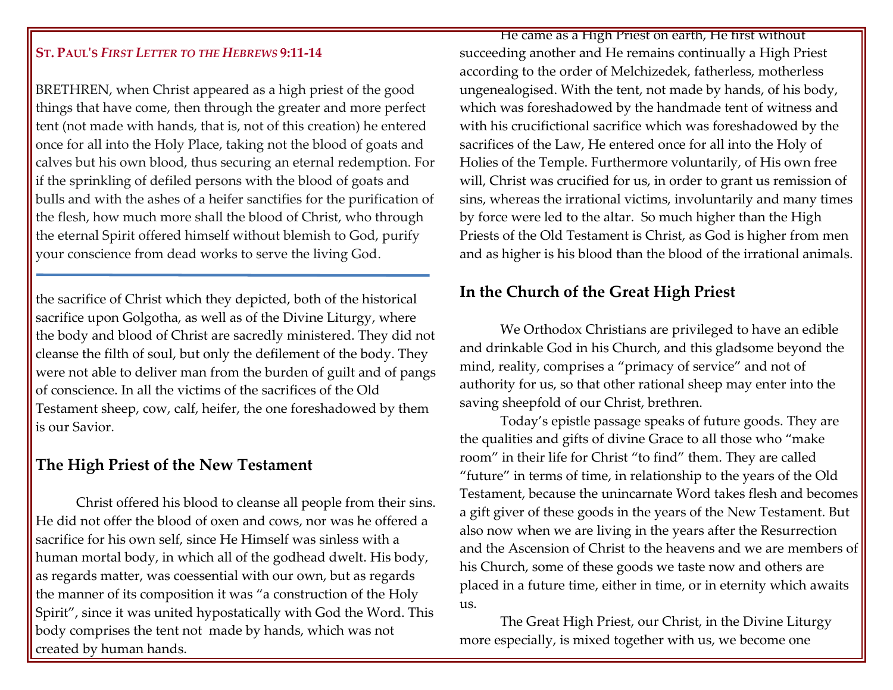**ST. PAUL'S *FIRST LETTER TO THE HEBREWS* 9:11-14**

BRETHREN, when Christ appeared as a high priest of the good things that have come, then through the greater and more perfect tent (not made with hands, that is, not of this creation) he entered once for all into the Holy Place, taking not the blood of goats and calves but his own blood, thus securing an eternal redemption. For if the sprinkling of defiled persons with the blood of goats and bulls and with the ashes of a heifer sanctifies for the purification of the flesh, how much more shall the blood of Christ, who through the eternal Spirit offered himself without blemish to God, purify your conscience from dead works to serve the living God.

the sacrifice of Christ which they depicted, both of the historical sacrifice upon Golgotha, as well as of the Divine Liturgy, where the body and blood of Christ are sacredly ministered. They did not cleanse the filth of soul, but only the defilement of the body. They were not able to deliver man from the burden of guilt and of pangs of conscience. In all the victims of the sacrifices of the Old Testament sheep, cow, calf, heifer, the one foreshadowed by them is our Savior.

## The High Priest of the New Testament

Christ offered his blood to cleanse all people from their sins. He did not offer the blood of oxen and cows, nor was he offered a sacrifice for his own self, since He Himself was sinless with a human mortal body, in which all of the godhead dwelt. His body, as regards matter, was coessential with our own, but as regards the manner of its composition it was "a construction of the Holy Spirit", since it was united hypostatically with God the Word. This body comprises the tent not made by hands, which was not created by human hands.

He came as a High Priest on earth, He first without succeeding another and He remains continually a High Priest according to the order of Melchizedek, fatherless, motherless ungenealogised. With the tent, not made by hands, of his body, which was foreshadowed by the handmade tent of witness and with his crucifictional sacrifice which was foreshadowed by the sacrifices of the Law, He entered once for all into the Holy of Holies of the Temple. Furthermore voluntarily, of His own free will, Christ was crucified for us, in order to grant us remission of sins, whereas the irrational victims, involuntarily and many times by force were led to the altar. So much higher than the High Priests of the Old Testament is Christ, as God is higher from men and as higher is his blood than the blood of the irrational animals.

## In the Church of the Great High Priest

We Orthodox Christians are privileged to have an edible and drinkable God in his Church, and this gladsome beyond the mind, reality, comprises a "primacy of service" and not of authority for us, so that other rational sheep may enter into the saving sheepfold of our Christ, brethren.

Today's epistle passage speaks of future goods. They are the qualities and gifts of divine Grace to all those who "make room" in their life for Christ "to find" them. They are called "future" in terms of time, in relationship to the years of the Old Testament, because the unincarnate Word takes flesh and becomes a gift giver of these goods in the years of the New Testament. But also now when we are living in the years after the Resurrection and the Ascension of Christ to the heavens and we are members of his Church, some of these goods we taste now and others are placed in a future time, either in time, or in eternity which awaits us.

The Great High Priest, our Christ, in the Divine Liturgy more especially, is mixed together with us, we become one